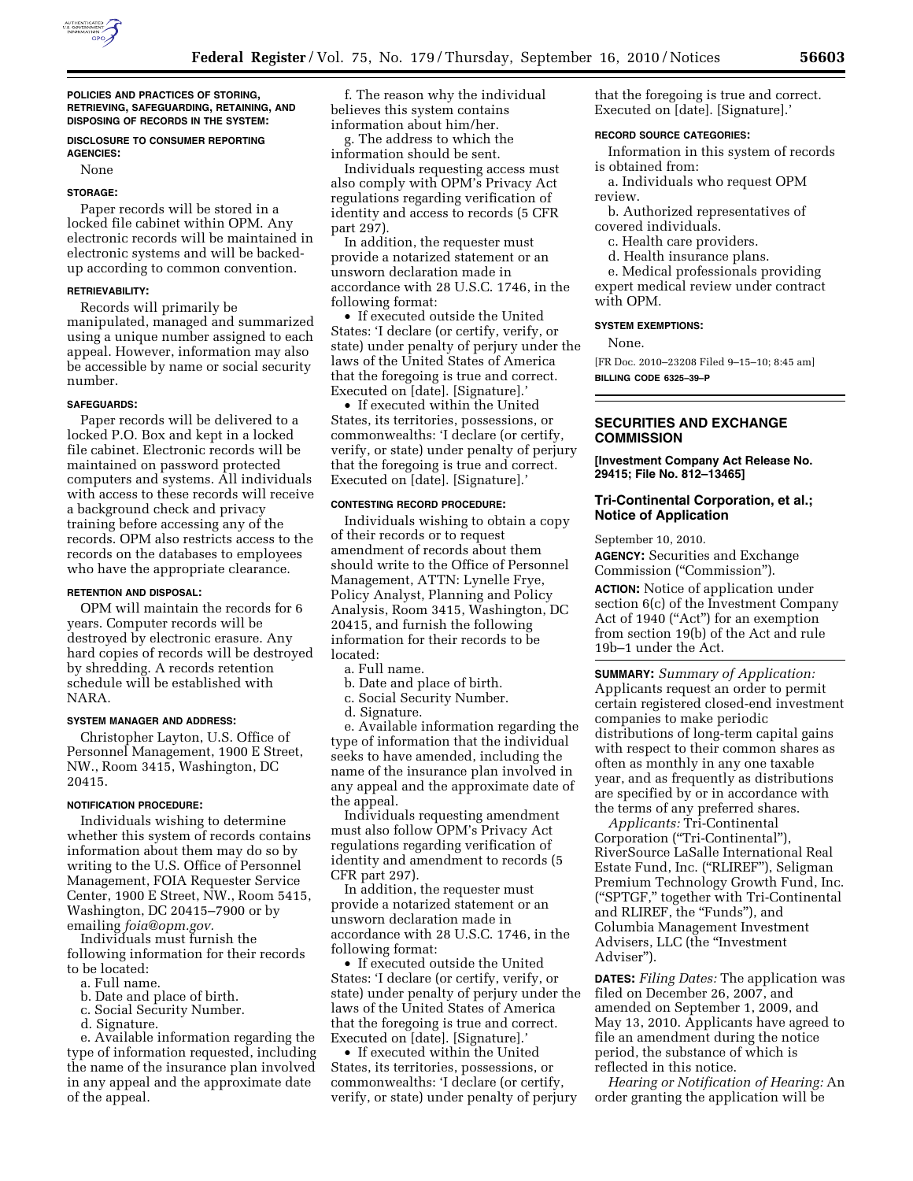**POLICIES AND PRACTICES OF STORING, RETRIEVING, SAFEGUARDING, RETAINING, AND DISPOSING OF RECORDS IN THE SYSTEM:**

**DISCLOSURE TO CONSUMER REPORTING AGENCIES:**

None

**STORAGE:**

Paper records will be stored in a locked file cabinet within OPM. Any electronic records will be maintained in electronic systems and will be backed-up according to common convention.

**RETRIEVABILITY:**

Records will primarily be manipulated, managed and summarized using a unique number assigned to each appeal. However, information may also be accessible by name or social security number.

**SAFEGUARDS:**

Paper records will be delivered to a locked P.O. Box and kept in a locked file cabinet. Electronic records will be maintained on password protected computers and systems. All individuals with access to these records will receive a background check and privacy training before accessing any of the records. OPM also restricts access to the records on the databases to employees who have the appropriate clearance.

**RETENTION AND DISPOSAL:**

OPM will maintain the records for 6 years. Computer records will be destroyed by electronic erasure. Any hard copies of records will be destroyed by shredding. A records retention schedule will be established with NARA.

**SYSTEM MANAGER AND ADDRESS:**

Christopher Layton, U.S. Office of Personnel Management, 1900 E Street, NW., Room 3415, Washington, DC 20415.

**NOTIFICATION PROCEDURE:**

Individuals wishing to determine whether this system of records contains information about them may do so by writing to the U.S. Office of Personnel Management, FOIA Requester Service Center, 1900 E Street, NW., Room 5415, Washington, DC 20415–7900 or by emailing *foia@opm.gov.*

Individuals must furnish the following information for their records to be located:

a. Full name.
b. Date and place of birth.
c. Social Security Number.
d. Signature.
e. Available information regarding the type of information requested, including the name of the insurance plan involved in any appeal and the approximate date of the appeal.
f. The reason why the individual believes this system contains information about him/her.
g. The address to which the information should be sent.

Individuals requesting access must also comply with OPM's Privacy Act regulations regarding verification of identity and access to records (5 CFR part 297).

In addition, the requester must provide a notarized statement or an unsworn declaration made in accordance with 28 U.S.C. 1746, in the following format:

• If executed outside the United States: 'I declare (or certify, verify, or state) under penalty of perjury under the laws of the United States of America that the foregoing is true and correct. Executed on [date]. [Signature].'

• If executed within the United States, its territories, possessions, or commonwealths: 'I declare (or certify, verify, or state) under penalty of perjury that the foregoing is true and correct. Executed on [date]. [Signature].'

**CONTESTING RECORD PROCEDURE:**

Individuals wishing to obtain a copy of their records or to request amendment of records about them should write to the Office of Personnel Management, ATTN: Lynelle Frye, Policy Analyst, Planning and Policy Analysis, Room 3415, Washington, DC 20415, and furnish the following information for their records to be located:

a. Full name.
b. Date and place of birth.
c. Social Security Number.
d. Signature.
e. Available information regarding the type of information that the individual seeks to have amended, including the name of the insurance plan involved in any appeal and the approximate date of the appeal.

Individuals requesting amendment must also follow OPM's Privacy Act regulations regarding verification of identity and amendment to records (5 CFR part 297).

In addition, the requester must provide a notarized statement or an unsworn declaration made in accordance with 28 U.S.C. 1746, in the following format:

• If executed outside the United States: 'I declare (or certify, verify, or state) under penalty of perjury under the laws of the United States of America that the foregoing is true and correct. Executed on [date]. [Signature].'

• If executed within the United States, its territories, possessions, or commonwealths: 'I declare (or certify, verify, or state) under penalty of perjury that the foregoing is true and correct. Executed on [date]. [Signature].'

**RECORD SOURCE CATEGORIES:**

Information in this system of records is obtained from:

a. Individuals who request OPM review.
b. Authorized representatives of covered individuals.
c. Health care providers.
d. Health insurance plans.
e. Medical professionals providing expert medical review under contract with OPM.

**SYSTEM EXEMPTIONS:**

None.

[FR Doc. 2010–23208 Filed 9–15–10; 8:45 am]

**BILLING CODE 6325–39–P**

## SECURITIES AND EXCHANGE COMMISSION

**[Investment Company Act Release No. 29415; File No. 812–13465]**

### Tri-Continental Corporation, et al.; Notice of Application

September 10, 2010.

**AGENCY:** Securities and Exchange Commission ("Commission").

**ACTION:** Notice of application under section 6(c) of the Investment Company Act of 1940 ("Act") for an exemption from section 19(b) of the Act and rule 19b–1 under the Act.

**SUMMARY:** *Summary of Application:* Applicants request an order to permit certain registered closed-end investment companies to make periodic distributions of long-term capital gains with respect to their common shares as often as monthly in any one taxable year, and as frequently as distributions are specified by or in accordance with the terms of any preferred shares.

*Applicants:* Tri-Continental Corporation ("Tri-Continental"), RiverSource LaSalle International Real Estate Fund, Inc. ("RLIREF"), Seligman Premium Technology Growth Fund, Inc. ("SPTGF," together with Tri-Continental and RLIREF, the "Funds"), and Columbia Management Investment Advisers, LLC (the "Investment Adviser").

**DATES:** *Filing Dates:* The application was filed on December 26, 2007, and amended on September 1, 2009, and May 13, 2010. Applicants have agreed to file an amendment during the notice period, the substance of which is reflected in this notice.

*Hearing or Notification of Hearing:* An order granting the application will be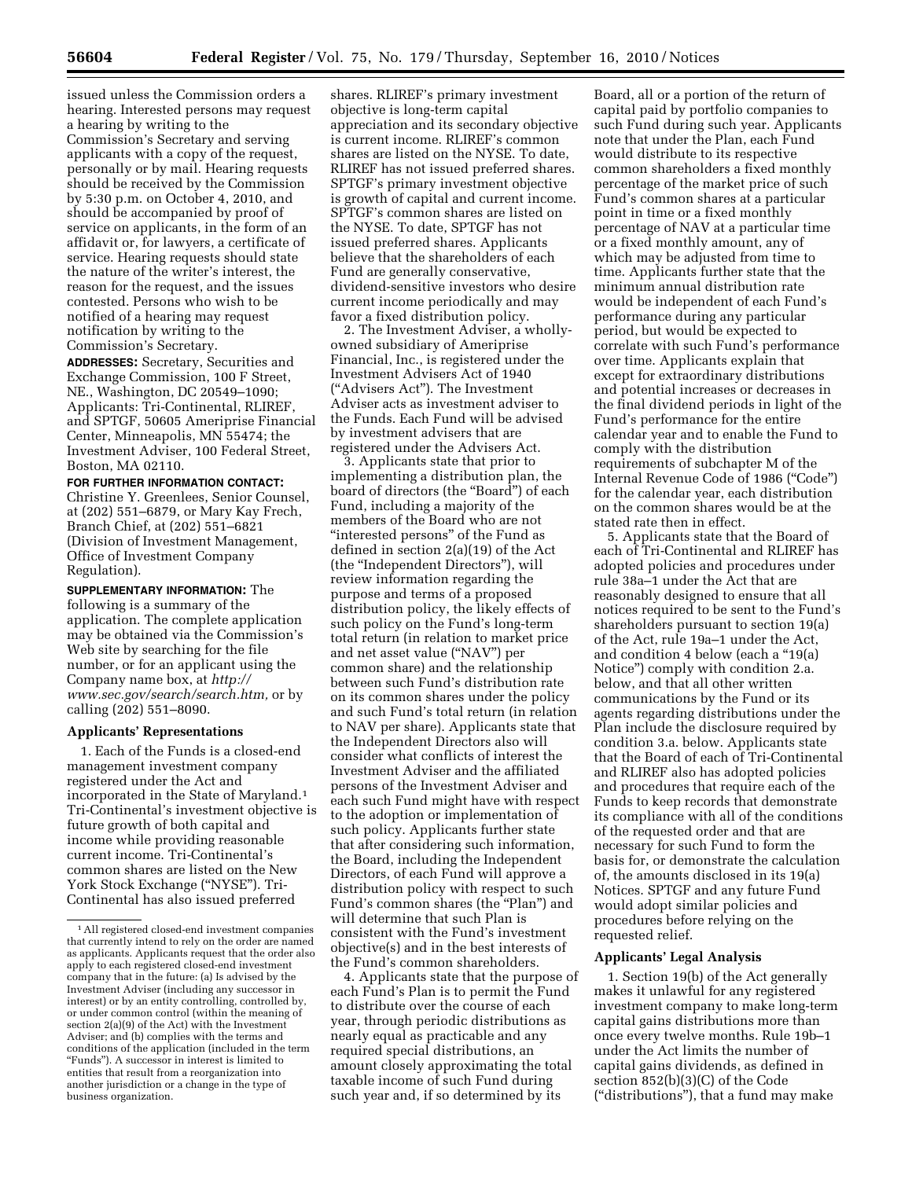issued unless the Commission orders a hearing. Interested persons may request a hearing by writing to the Commission's Secretary and serving applicants with a copy of the request, personally or by mail. Hearing requests should be received by the Commission by 5:30 p.m. on October 4, 2010, and should be accompanied by proof of service on applicants, in the form of an affidavit or, for lawyers, a certificate of service. Hearing requests should state the nature of the writer's interest, the reason for the request, and the issues contested. Persons who wish to be notified of a hearing may request notification by writing to the Commission's Secretary.

**ADDRESSES:** Secretary, Securities and Exchange Commission, 100 F Street, NE., Washington, DC 20549–1090; Applicants: Tri-Continental, RLIREF, and SPTGF, 50605 Ameriprise Financial Center, Minneapolis, MN 55474; the Investment Adviser, 100 Federal Street, Boston, MA 02110.

**FOR FURTHER INFORMATION CONTACT:** Christine Y. Greenlees, Senior Counsel, at (202) 551–6879, or Mary Kay Frech, Branch Chief, at (202) 551–6821 (Division of Investment Management, Office of Investment Company Regulation).

**SUPPLEMENTARY INFORMATION:** The following is a summary of the application. The complete application may be obtained via the Commission's Web site by searching for the file number, or for an applicant using the Company name box, at *http://www.sec.gov/search/search.htm,* or by calling (202) 551–8090.

## Applicants' Representations

1. Each of the Funds is a closed-end management investment company registered under the Act and incorporated in the State of Maryland.[1] Tri-Continental's investment objective is future growth of both capital and income while providing reasonable current income. Tri-Continental's common shares are listed on the New York Stock Exchange ("NYSE"). Tri-Continental has also issued preferred shares. RLIREF's primary investment objective is long-term capital appreciation and its secondary objective is current income. RLIREF's common shares are listed on the NYSE. To date, RLIREF has not issued preferred shares. SPTGF's primary investment objective is growth of capital and current income. SPTGF's common shares are listed on the NYSE. To date, SPTGF has not issued preferred shares. Applicants believe that the shareholders of each Fund are generally conservative, dividend-sensitive investors who desire current income periodically and may favor a fixed distribution policy.

2. The Investment Adviser, a wholly-owned subsidiary of Ameriprise Financial, Inc., is registered under the Investment Advisers Act of 1940 ("Advisers Act"). The Investment Adviser acts as investment adviser to the Funds. Each Fund will be advised by investment advisers that are registered under the Advisers Act.

3. Applicants state that prior to implementing a distribution plan, the board of directors (the "Board") of each Fund, including a majority of the members of the Board who are not "interested persons" of the Fund as defined in section 2(a)(19) of the Act (the "Independent Directors"), will review information regarding the purpose and terms of a proposed distribution policy, the likely effects of such policy on the Fund's long-term total return (in relation to market price and net asset value ("NAV") per common share) and the relationship between such Fund's distribution rate on its common shares under the policy and such Fund's total return (in relation to NAV per share). Applicants state that the Independent Directors also will consider what conflicts of interest the Investment Adviser and the affiliated persons of the Investment Adviser and each such Fund might have with respect to the adoption or implementation of such policy. Applicants further state that after considering such information, the Board, including the Independent Directors, of each Fund will approve a distribution policy with respect to such Fund's common shares (the "Plan") and will determine that such Plan is consistent with the Fund's investment objective(s) and in the best interests of the Fund's common shareholders.

4. Applicants state that the purpose of each Fund's Plan is to permit the Fund to distribute over the course of each year, through periodic distributions as nearly equal as practicable and any required special distributions, an amount closely approximating the total taxable income of such Fund during such year and, if so determined by its Board, all or a portion of the return of capital paid by portfolio companies to such Fund during such year. Applicants note that under the Plan, each Fund would distribute to its respective common shareholders a fixed monthly percentage of the market price of such Fund's common shares at a particular point in time or a fixed monthly percentage of NAV at a particular time or a fixed monthly amount, any of which may be adjusted from time to time. Applicants further state that the minimum annual distribution rate would be independent of each Fund's performance during any particular period, but would be expected to correlate with such Fund's performance over time. Applicants explain that except for extraordinary distributions and potential increases or decreases in the final dividend periods in light of the Fund's performance for the entire calendar year and to enable the Fund to comply with the distribution requirements of subchapter M of the Internal Revenue Code of 1986 ("Code") for the calendar year, each distribution on the common shares would be at the stated rate then in effect.

5. Applicants state that the Board of each of Tri-Continental and RLIREF has adopted policies and procedures under rule 38a–1 under the Act that are reasonably designed to ensure that all notices required to be sent to the Fund's shareholders pursuant to section 19(a) of the Act, rule 19a–1 under the Act, and condition 4 below (each a "19(a) Notice") comply with condition 2.a. below, and that all other written communications by the Fund or its agents regarding distributions under the Plan include the disclosure required by condition 3.a. below. Applicants state that the Board of each of Tri-Continental and RLIREF also has adopted policies and procedures that require each of the Funds to keep records that demonstrate its compliance with all of the conditions of the requested order and that are necessary for such Fund to form the basis for, or demonstrate the calculation of, the amounts disclosed in its 19(a) Notices. SPTGF and any future Fund would adopt similar policies and procedures before relying on the requested relief.

## Applicants' Legal Analysis

1. Section 19(b) of the Act generally makes it unlawful for any registered investment company to make long-term capital gains distributions more than once every twelve months. Rule 19b–1 under the Act limits the number of capital gains dividends, as defined in section 852(b)(3)(C) of the Code ("distributions"), that a fund may make

---

[1] All registered closed-end investment companies that currently intend to rely on the order are named as applicants. Applicants request that the order also apply to each registered closed-end investment company that in the future: (a) Is advised by the Investment Adviser (including any successor in interest) or by an entity controlling, controlled by, or under common control (within the meaning of section 2(a)(9) of the Act) with the Investment Adviser; and (b) complies with the terms and conditions of the application (included in the term "Funds"). A successor in interest is limited to entities that result from a reorganization into another jurisdiction or a change in the type of business organization.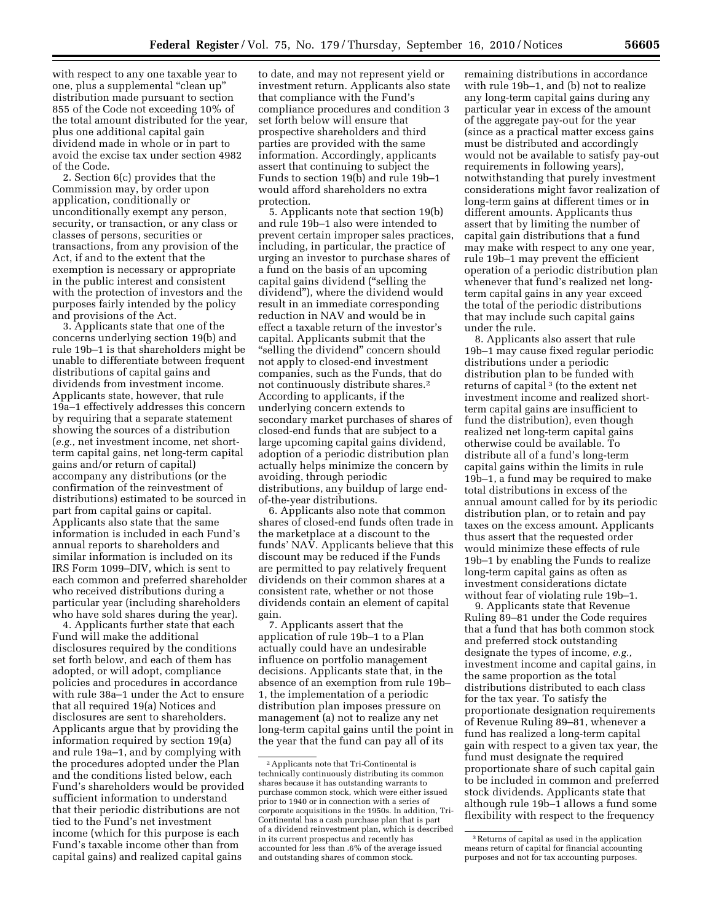with respect to any one taxable year to one, plus a supplemental "clean up" distribution made pursuant to section 855 of the Code not exceeding 10% of the total amount distributed for the year, plus one additional capital gain dividend made in whole or in part to avoid the excise tax under section 4982 of the Code.

2. Section 6(c) provides that the Commission may, by order upon application, conditionally or unconditionally exempt any person, security, or transaction, or any class or classes of persons, securities or transactions, from any provision of the Act, if and to the extent that the exemption is necessary or appropriate in the public interest and consistent with the protection of investors and the purposes fairly intended by the policy and provisions of the Act.

3. Applicants state that one of the concerns underlying section 19(b) and rule 19b–1 is that shareholders might be unable to differentiate between frequent distributions of capital gains and dividends from investment income. Applicants state, however, that rule 19a–1 effectively addresses this concern by requiring that a separate statement showing the sources of a distribution (*e.g.,* net investment income, net short-term capital gains, net long-term capital gains and/or return of capital) accompany any distributions (or the confirmation of the reinvestment of distributions) estimated to be sourced in part from capital gains or capital. Applicants also state that the same information is included in each Fund's annual reports to shareholders and similar information is included on its IRS Form 1099–DIV, which is sent to each common and preferred shareholder who received distributions during a particular year (including shareholders who have sold shares during the year).

4. Applicants further state that each Fund will make the additional disclosures required by the conditions set forth below, and each of them has adopted, or will adopt, compliance policies and procedures in accordance with rule 38a–1 under the Act to ensure that all required 19(a) Notices and disclosures are sent to shareholders. Applicants argue that by providing the information required by section 19(a) and rule 19a–1, and by complying with the procedures adopted under the Plan and the conditions listed below, each Fund's shareholders would be provided sufficient information to understand that their periodic distributions are not tied to the Fund's net investment income (which for this purpose is each Fund's taxable income other than from capital gains) and realized capital gains to date, and may not represent yield or investment return. Applicants also state that compliance with the Fund's compliance procedures and condition 3 set forth below will ensure that prospective shareholders and third parties are provided with the same information. Accordingly, applicants assert that continuing to subject the Funds to section 19(b) and rule 19b–1 would afford shareholders no extra protection.

5. Applicants note that section 19(b) and rule 19b–1 also were intended to prevent certain improper sales practices, including, in particular, the practice of urging an investor to purchase shares of a fund on the basis of an upcoming capital gains dividend ("selling the dividend"), where the dividend would result in an immediate corresponding reduction in NAV and would be in effect a taxable return of the investor's capital. Applicants submit that the "selling the dividend" concern should not apply to closed-end investment companies, such as the Funds, that do not continuously distribute shares.[2] According to applicants, if the underlying concern extends to secondary market purchases of shares of closed-end funds that are subject to a large upcoming capital gains dividend, adoption of a periodic distribution plan actually helps minimize the concern by avoiding, through periodic distributions, any buildup of large end-of-the-year distributions.

6. Applicants also note that common shares of closed-end funds often trade in the marketplace at a discount to the funds' NAV. Applicants believe that this discount may be reduced if the Funds are permitted to pay relatively frequent dividends on their common shares at a consistent rate, whether or not those dividends contain an element of capital gain.

7. Applicants assert that the application of rule 19b–1 to a Plan actually could have an undesirable influence on portfolio management decisions. Applicants state that, in the absence of an exemption from rule 19b–1, the implementation of a periodic distribution plan imposes pressure on management (a) not to realize any net long-term capital gains until the point in the year that the fund can pay all of its remaining distributions in accordance with rule 19b–1, and (b) not to realize any long-term capital gains during any particular year in excess of the amount of the aggregate pay-out for the year (since as a practical matter excess gains must be distributed and accordingly would not be available to satisfy pay-out requirements in following years), notwithstanding that purely investment considerations might favor realization of long-term gains at different times or in different amounts. Applicants thus assert that by limiting the number of capital gain distributions that a fund may make with respect to any one year, rule 19b–1 may prevent the efficient operation of a periodic distribution plan whenever that fund's realized net long-term capital gains in any year exceed the total of the periodic distributions that may include such capital gains under the rule.

8. Applicants also assert that rule 19b–1 may cause fixed regular periodic distributions under a periodic distribution plan to be funded with returns of capital[3] (to the extent net investment income and realized short-term capital gains are insufficient to fund the distribution), even though realized net long-term capital gains otherwise could be available. To distribute all of a fund's long-term capital gains within the limits in rule 19b–1, a fund may be required to make total distributions in excess of the annual amount called for by its periodic distribution plan, or to retain and pay taxes on the excess amount. Applicants thus assert that the requested order would minimize these effects of rule 19b–1 by enabling the Funds to realize long-term capital gains as often as investment considerations dictate without fear of violating rule 19b–1.

9. Applicants state that Revenue Ruling 89–81 under the Code requires that a fund that has both common stock and preferred stock outstanding designate the types of income, *e.g.,* investment income and capital gains, in the same proportion as the total distributions distributed to each class for the tax year. To satisfy the proportionate designation requirements of Revenue Ruling 89–81, whenever a fund has realized a long-term capital gain with respect to a given tax year, the fund must designate the required proportionate share of such capital gain to be included in common and preferred stock dividends. Applicants state that although rule 19b–1 allows a fund some flexibility with respect to the frequency

---

[2] Applicants note that Tri-Continental is technically continuously distributing its common shares because it has outstanding warrants to purchase common stock, which were either issued prior to 1940 or in connection with a series of corporate acquisitions in the 1950s. In addition, Tri-Continental has a cash purchase plan that is part of a dividend reinvestment plan, which is described in its current prospectus and recently has accounted for less than .6% of the average issued and outstanding shares of common stock.

[3] Returns of capital as used in the application means return of capital for financial accounting purposes and not for tax accounting purposes.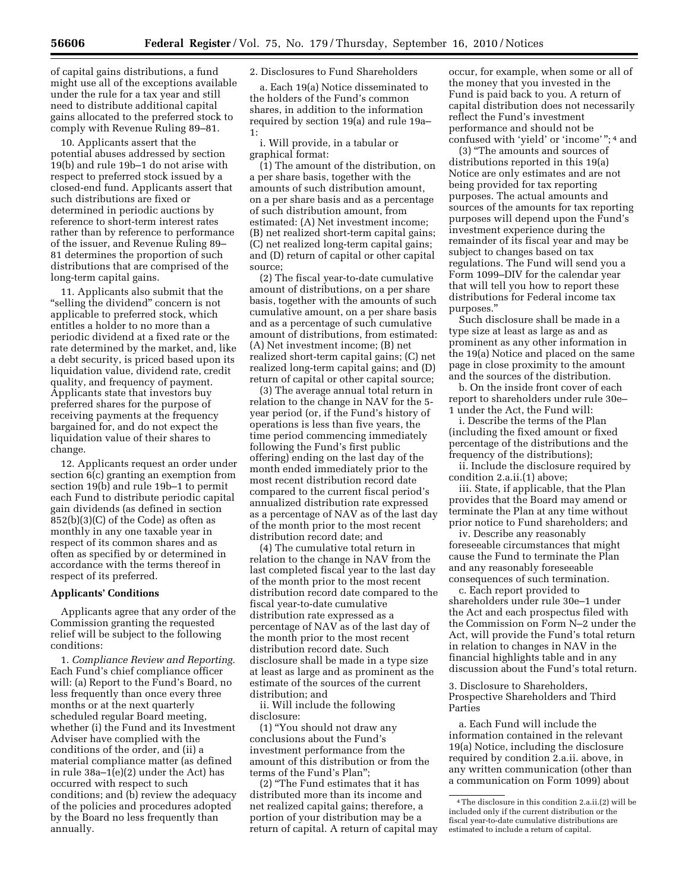of capital gains distributions, a fund might use all of the exceptions available under the rule for a tax year and still need to distribute additional capital gains allocated to the preferred stock to comply with Revenue Ruling 89–81.

10. Applicants assert that the potential abuses addressed by section 19(b) and rule 19b–1 do not arise with respect to preferred stock issued by a closed-end fund. Applicants assert that such distributions are fixed or determined in periodic auctions by reference to short-term interest rates rather than by reference to performance of the issuer, and Revenue Ruling 89–81 determines the proportion of such distributions that are comprised of the long-term capital gains.

11. Applicants also submit that the "selling the dividend" concern is not applicable to preferred stock, which entitles a holder to no more than a periodic dividend at a fixed rate or the rate determined by the market, and, like a debt security, is priced based upon its liquidation value, dividend rate, credit quality, and frequency of payment. Applicants state that investors buy preferred shares for the purpose of receiving payments at the frequency bargained for, and do not expect the liquidation value of their shares to change.

12. Applicants request an order under section 6(c) granting an exemption from section 19(b) and rule 19b–1 to permit each Fund to distribute periodic capital gain dividends (as defined in section 852(b)(3)(C) of the Code) as often as monthly in any one taxable year in respect of its common shares and as often as specified by or determined in accordance with the terms thereof in respect of its preferred.

## Applicants' Conditions

Applicants agree that any order of the Commission granting the requested relief will be subject to the following conditions:

1. *Compliance Review and Reporting.* Each Fund's chief compliance officer will: (a) Report to the Fund's Board, no less frequently than once every three months or at the next quarterly scheduled regular Board meeting, whether (i) the Fund and its Investment Adviser have complied with the conditions of the order, and (ii) a material compliance matter (as defined in rule 38a–1(e)(2) under the Act) has occurred with respect to such conditions; and (b) review the adequacy of the policies and procedures adopted by the Board no less frequently than annually.

2. Disclosures to Fund Shareholders

a. Each 19(a) Notice disseminated to the holders of the Fund's common shares, in addition to the information required by section 19(a) and rule 19a–1:

i. Will provide, in a tabular or graphical format:

(1) The amount of the distribution, on a per share basis, together with the amounts of such distribution amount, on a per share basis and as a percentage of such distribution amount, from estimated: (A) Net investment income; (B) net realized short-term capital gains; (C) net realized long-term capital gains; and (D) return of capital or other capital source;

(2) The fiscal year-to-date cumulative amount of distributions, on a per share basis, together with the amounts of such cumulative amount, on a per share basis and as a percentage of such cumulative amount of distributions, from estimated: (A) Net investment income; (B) net realized short-term capital gains; (C) net realized long-term capital gains; and (D) return of capital or other capital source;

(3) The average annual total return in relation to the change in NAV for the 5-year period (or, if the Fund's history of operations is less than five years, the time period commencing immediately following the Fund's first public offering) ending on the last day of the month ended immediately prior to the most recent distribution record date compared to the current fiscal period's annualized distribution rate expressed as a percentage of NAV as of the last day of the month prior to the most recent distribution record date; and

(4) The cumulative total return in relation to the change in NAV from the last completed fiscal year to the last day of the month prior to the most recent distribution record date compared to the fiscal year-to-date cumulative distribution rate expressed as a percentage of NAV as of the last day of the month prior to the most recent distribution record date. Such disclosure shall be made in a type size at least as large and as prominent as the estimate of the sources of the current distribution; and

ii. Will include the following disclosure:

(1) "You should not draw any conclusions about the Fund's investment performance from the amount of this distribution or from the terms of the Fund's Plan";

(2) "The Fund estimates that it has distributed more than its income and net realized capital gains; therefore, a portion of your distribution may be a return of capital. A return of capital may occur, for example, when some or all of the money that you invested in the Fund is paid back to you. A return of capital distribution does not necessarily reflect the Fund's investment performance and should not be confused with 'yield' or 'income' ";[4] and

(3) "The amounts and sources of distributions reported in this 19(a) Notice are only estimates and are not being provided for tax reporting purposes. The actual amounts and sources of the amounts for tax reporting purposes will depend upon the Fund's investment experience during the remainder of its fiscal year and may be subject to changes based on tax regulations. The Fund will send you a Form 1099–DIV for the calendar year that will tell you how to report these distributions for Federal income tax purposes."

Such disclosure shall be made in a type size at least as large as and as prominent as any other information in the 19(a) Notice and placed on the same page in close proximity to the amount and the sources of the distribution.

b. On the inside front cover of each report to shareholders under rule 30e–1 under the Act, the Fund will:

i. Describe the terms of the Plan (including the fixed amount or fixed percentage of the distributions and the frequency of the distributions);

ii. Include the disclosure required by condition 2.a.ii.(1) above;

iii. State, if applicable, that the Plan provides that the Board may amend or terminate the Plan at any time without prior notice to Fund shareholders; and

iv. Describe any reasonably foreseeable circumstances that might cause the Fund to terminate the Plan and any reasonably foreseeable consequences of such termination.

c. Each report provided to shareholders under rule 30e–1 under the Act and each prospectus filed with the Commission on Form N–2 under the Act, will provide the Fund's total return in relation to changes in NAV in the financial highlights table and in any discussion about the Fund's total return.

3. Disclosure to Shareholders, Prospective Shareholders and Third Parties

a. Each Fund will include the information contained in the relevant 19(a) Notice, including the disclosure required by condition 2.a.ii. above, in any written communication (other than a communication on Form 1099) about

[4] The disclosure in this condition 2.a.ii.(2) will be included only if the current distribution or the fiscal year-to-date cumulative distributions are estimated to include a return of capital.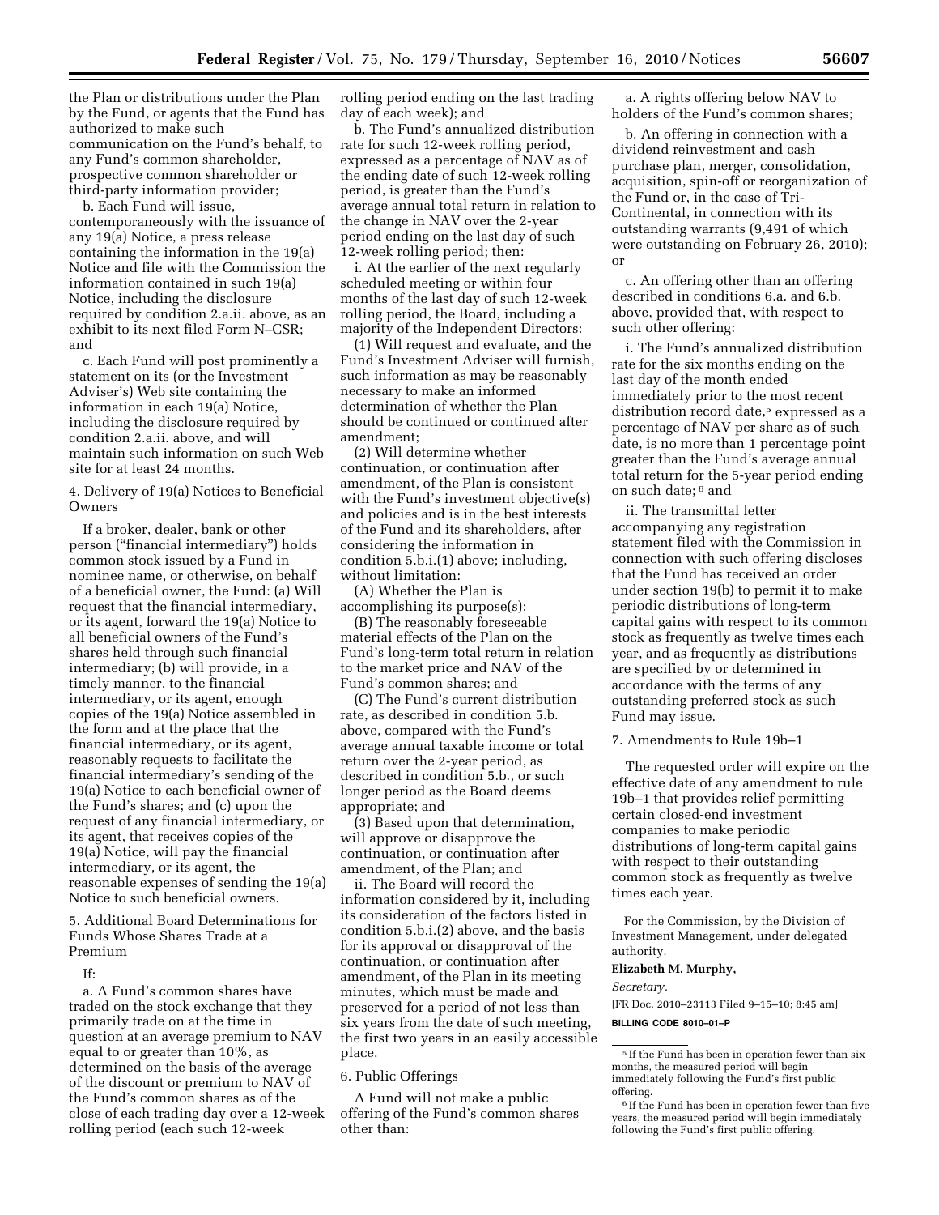the Plan or distributions under the Plan by the Fund, or agents that the Fund has authorized to make such communication on the Fund's behalf, to any Fund's common shareholder, prospective common shareholder or third-party information provider;

b. Each Fund will issue, contemporaneously with the issuance of any 19(a) Notice, a press release containing the information in the 19(a) Notice and file with the Commission the information contained in such 19(a) Notice, including the disclosure required by condition 2.a.ii. above, as an exhibit to its next filed Form N–CSR; and

c. Each Fund will post prominently a statement on its (or the Investment Adviser's) Web site containing the information in each 19(a) Notice, including the disclosure required by condition 2.a.ii. above, and will maintain such information on such Web site for at least 24 months.

4. Delivery of 19(a) Notices to Beneficial Owners

If a broker, dealer, bank or other person ("financial intermediary") holds common stock issued by a Fund in nominee name, or otherwise, on behalf of a beneficial owner, the Fund: (a) Will request that the financial intermediary, or its agent, forward the 19(a) Notice to all beneficial owners of the Fund's shares held through such financial intermediary; (b) will provide, in a timely manner, to the financial intermediary, or its agent, enough copies of the 19(a) Notice assembled in the form and at the place that the financial intermediary, or its agent, reasonably requests to facilitate the financial intermediary's sending of the 19(a) Notice to each beneficial owner of the Fund's shares; and (c) upon the request of any financial intermediary, or its agent, that receives copies of the 19(a) Notice, will pay the financial intermediary, or its agent, the reasonable expenses of sending the 19(a) Notice to such beneficial owners.

5. Additional Board Determinations for Funds Whose Shares Trade at a Premium

If:

a. A Fund's common shares have traded on the stock exchange that they primarily trade on at the time in question at an average premium to NAV equal to or greater than 10%, as determined on the basis of the average of the discount or premium to NAV of the Fund's common shares as of the close of each trading day over a 12-week rolling period (each such 12-week rolling period ending on the last trading day of each week); and

b. The Fund's annualized distribution rate for such 12-week rolling period, expressed as a percentage of NAV as of the ending date of such 12-week rolling period, is greater than the Fund's average annual total return in relation to the change in NAV over the 2-year period ending on the last day of such 12-week rolling period; then:

i. At the earlier of the next regularly scheduled meeting or within four months of the last day of such 12-week rolling period, the Board, including a majority of the Independent Directors:

(1) Will request and evaluate, and the Fund's Investment Adviser will furnish, such information as may be reasonably necessary to make an informed determination of whether the Plan should be continued or continued after amendment;

(2) Will determine whether continuation, or continuation after amendment, of the Plan is consistent with the Fund's investment objective(s) and policies and is in the best interests of the Fund and its shareholders, after considering the information in condition 5.b.i.(1) above; including, without limitation:

(A) Whether the Plan is accomplishing its purpose(s);

(B) The reasonably foreseeable material effects of the Plan on the Fund's long-term total return in relation to the market price and NAV of the Fund's common shares; and

(C) The Fund's current distribution rate, as described in condition 5.b. above, compared with the Fund's average annual taxable income or total return over the 2-year period, as described in condition 5.b., or such longer period as the Board deems appropriate; and

(3) Based upon that determination, will approve or disapprove the continuation, or continuation after amendment, of the Plan; and

ii. The Board will record the information considered by it, including its consideration of the factors listed in condition 5.b.i.(2) above, and the basis for its approval or disapproval of the continuation, or continuation after amendment, of the Plan in its meeting minutes, which must be made and preserved for a period of not less than six years from the date of such meeting, the first two years in an easily accessible place.

6. Public Offerings

A Fund will not make a public offering of the Fund's common shares other than:

a. A rights offering below NAV to holders of the Fund's common shares;

b. An offering in connection with a dividend reinvestment and cash purchase plan, merger, consolidation, acquisition, spin-off or reorganization of the Fund or, in the case of Tri-Continental, in connection with its outstanding warrants (9,491 of which were outstanding on February 26, 2010); or

c. An offering other than an offering described in conditions 6.a. and 6.b. above, provided that, with respect to such other offering:

i. The Fund's annualized distribution rate for the six months ending on the last day of the month ended immediately prior to the most recent distribution record date,[5] expressed as a percentage of NAV per share as of such date, is no more than 1 percentage point greater than the Fund's average annual total return for the 5-year period ending on such date;[6] and

ii. The transmittal letter accompanying any registration statement filed with the Commission in connection with such offering discloses that the Fund has received an order under section 19(b) to permit it to make periodic distributions of long-term capital gains with respect to its common stock as frequently as twelve times each year, and as frequently as distributions are specified by or determined in accordance with the terms of any outstanding preferred stock as such Fund may issue.

7. Amendments to Rule 19b–1

The requested order will expire on the effective date of any amendment to rule 19b–1 that provides relief permitting certain closed-end investment companies to make periodic distributions of long-term capital gains with respect to their outstanding common stock as frequently as twelve times each year.

For the Commission, by the Division of Investment Management, under delegated authority.

**Elizabeth M. Murphy,**

*Secretary.*

[FR Doc. 2010–23113 Filed 9–15–10; 8:45 am]

**BILLING CODE 8010–01–P**

---

[5] If the Fund has been in operation fewer than six months, the measured period will begin immediately following the Fund's first public offering.

[6] If the Fund has been in operation fewer than five years, the measured period will begin immediately following the Fund's first public offering.